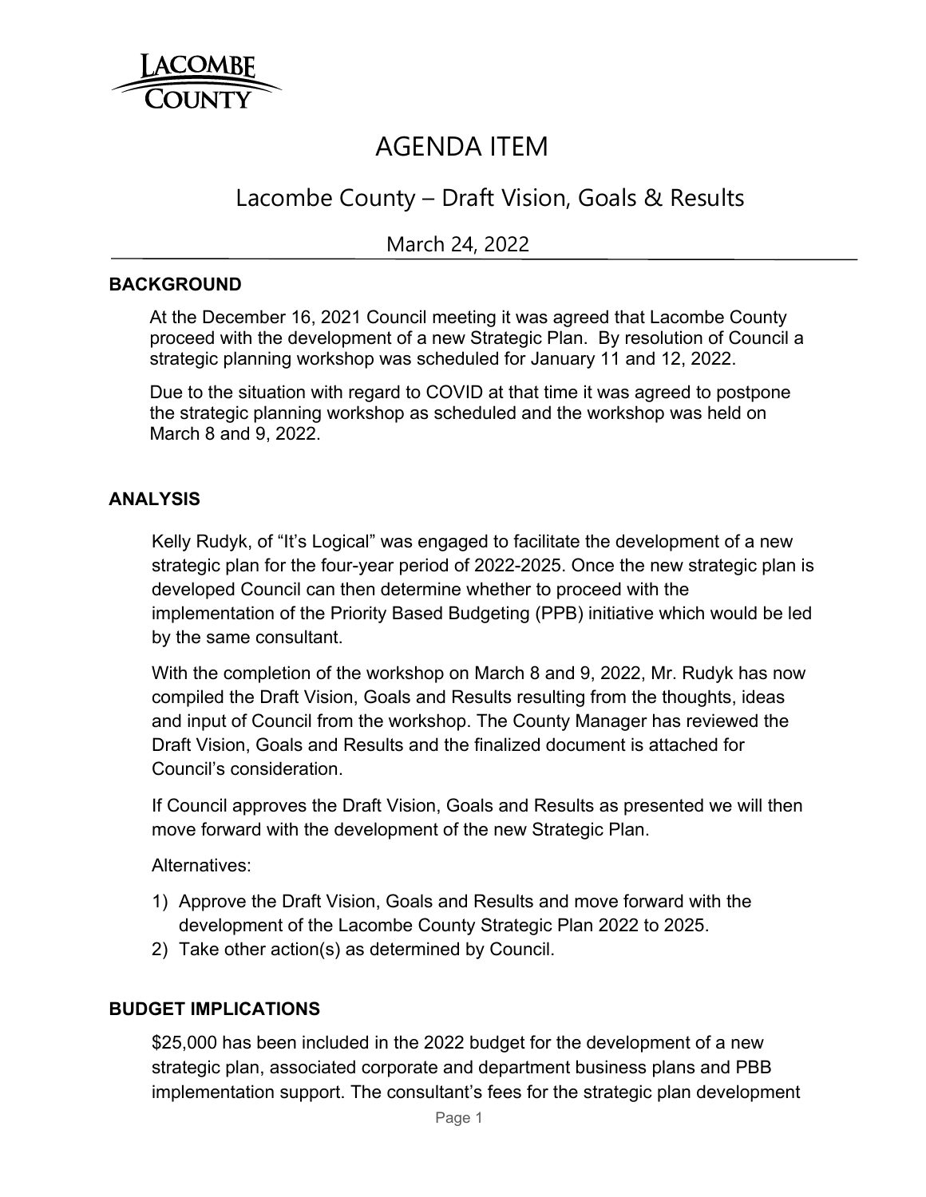LACOMBE COUNTY

# AGENDA ITEM

## Lacombe County – Draft Vision, Goals & Results

March 24, 2022

### BACKGROUND

At the December 16, 2021 Council meeting it was agreed that Lacombe County proceed with the development of a new Strategic Plan. By resolution of Council a strategic planning workshop was scheduled for January 11 and 12, 2022.

Due to the situation with regard to COVID at that time it was agreed to postpone the strategic planning workshop as scheduled and the workshop was held on March 8 and 9, 2022.

### ANALYSIS

Kelly Rudyk, of "It's Logical" was engaged to facilitate the development of a new strategic plan for the four-year period of 2022-2025. Once the new strategic plan is developed Council can then determine whether to proceed with the implementation of the Priority Based Budgeting (PPB) initiative which would be led by the same consultant.

With the completion of the workshop on March 8 and 9, 2022, Mr. Rudyk has now compiled the Draft Vision, Goals and Results resulting from the thoughts, ideas and input of Council from the workshop. The County Manager has reviewed the Draft Vision, Goals and Results and the finalized document is attached for Council's consideration.

If Council approves the Draft Vision, Goals and Results as presented we will then move forward with the development of the new Strategic Plan.

Alternatives:

1) Approve the Draft Vision, Goals and Results and move forward with the development of the Lacombe County Strategic Plan 2022 to 2025.
2) Take other action(s) as determined by Council.

### BUDGET IMPLICATIONS

$25,000 has been included in the 2022 budget for the development of a new strategic plan, associated corporate and department business plans and PBB implementation support. The consultant's fees for the strategic plan development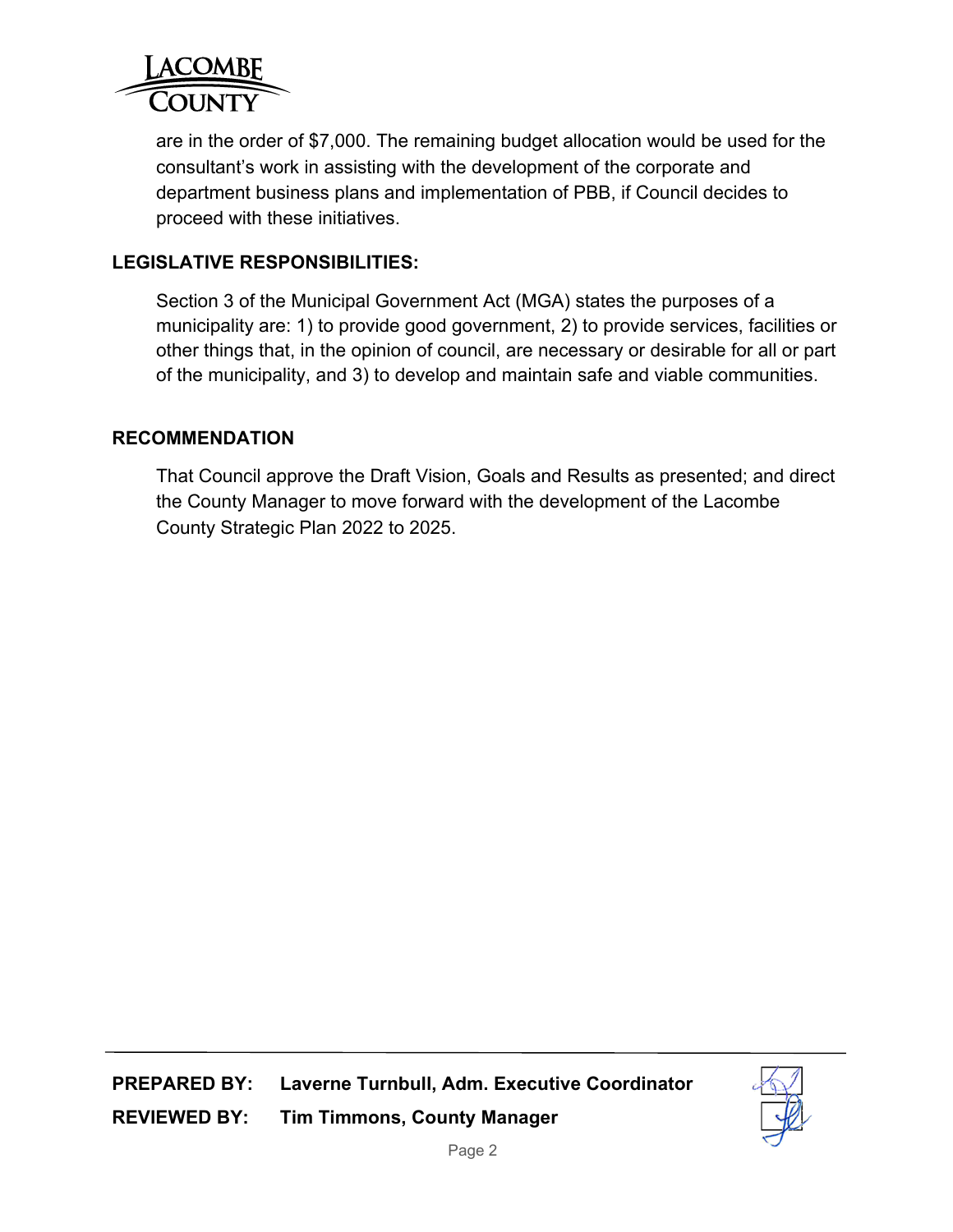are in the order of $7,000. The remaining budget allocation would be used for the consultant's work in assisting with the development of the corporate and department business plans and implementation of PBB, if Council decides to proceed with these initiatives.

**LEGISLATIVE RESPONSIBILITIES:**

Section 3 of the Municipal Government Act (MGA) states the purposes of a municipality are: 1) to provide good government, 2) to provide services, facilities or other things that, in the opinion of council, are necessary or desirable for all or part of the municipality, and 3) to develop and maintain safe and viable communities.

**RECOMMENDATION**

That Council approve the Draft Vision, Goals and Results as presented; and direct the County Manager to move forward with the development of the Lacombe County Strategic Plan 2022 to 2025.

---

**PREPARED BY:** **Laverne Turnbull, Adm. Executive Coordinator**

**REVIEWED BY:** **Tim Timmons, County Manager**